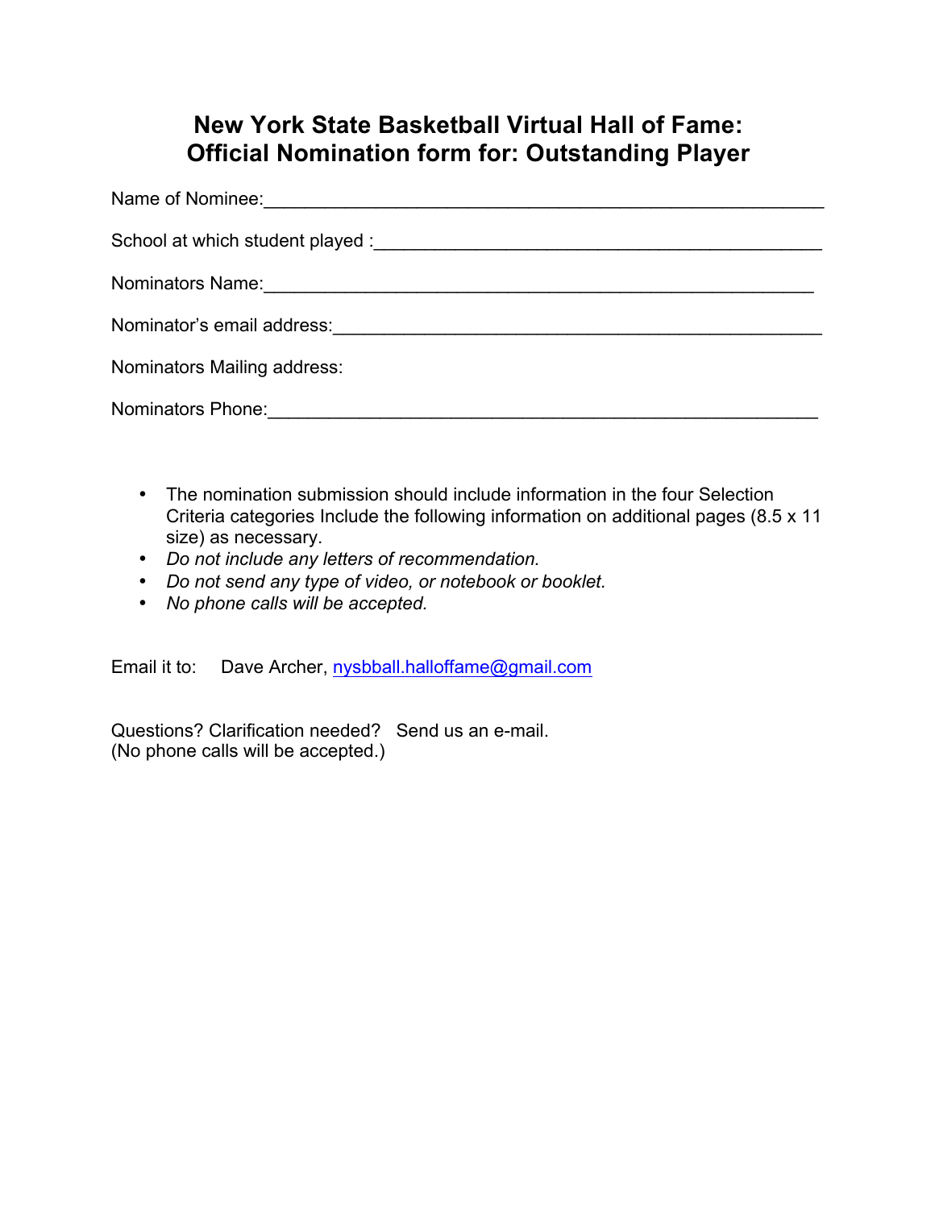# New York State Basketball Virtual Hall of Fame: Official Nomination form for: Outstanding Player

Name of Nominee:_______________________________________________________

School at which student played :_____________________________________________

Nominators Name:_____________________________________________________

Nominator's email address:_______________________________________________

Nominators Mailing address:

Nominators Phone:_____________________________________________________

- The nomination submission should include information in the four Selection Criteria categories Include the following information on additional pages (8.5 x 11 size) as necessary.
- *Do not include any letters of recommendation.*
- *Do not send any type of video, or notebook or booklet.*
- *No phone calls will be accepted.*

Email it to: Dave Archer, nysbball.halloffame@gmail.com

Questions? Clarification needed? Send us an e-mail.
(No phone calls will be accepted.)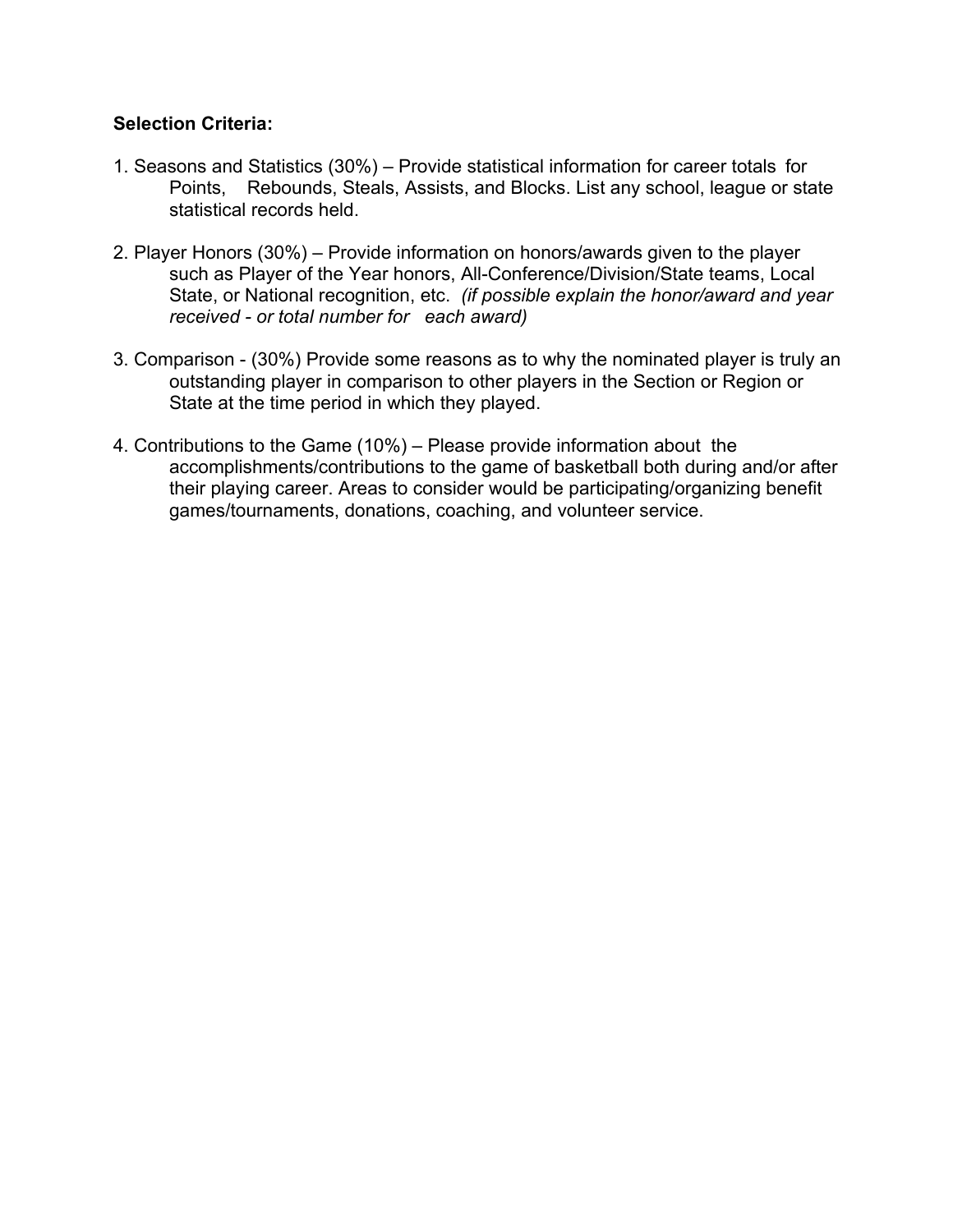**Selection Criteria:**

1. Seasons and Statistics (30%) – Provide statistical information for career totals for Points, Rebounds, Steals, Assists, and Blocks. List any school, league or state statistical records held.

2. Player Honors (30%) – Provide information on honors/awards given to the player such as Player of the Year honors, All-Conference/Division/State teams, Local State, or National recognition, etc. *(if possible explain the honor/award and year received - or total number for each award)*

3. Comparison - (30%) Provide some reasons as to why the nominated player is truly an outstanding player in comparison to other players in the Section or Region or State at the time period in which they played.

4. Contributions to the Game (10%) – Please provide information about the accomplishments/contributions to the game of basketball both during and/or after their playing career. Areas to consider would be participating/organizing benefit games/tournaments, donations, coaching, and volunteer service.